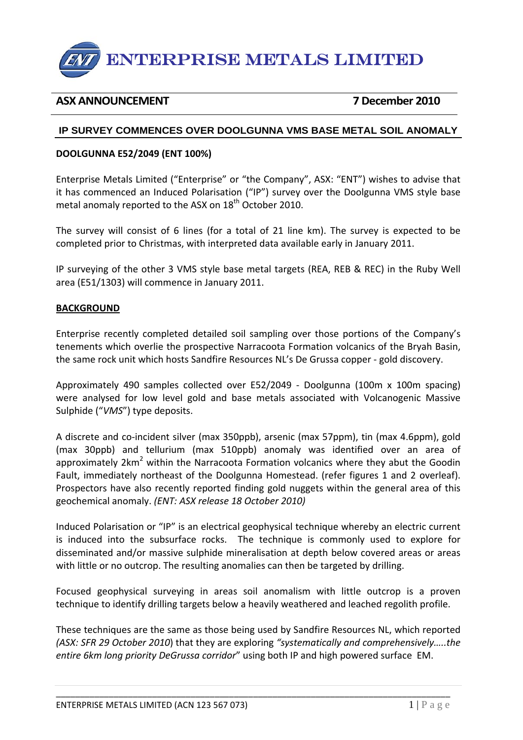# ENTERPRISE METALS LIMITED

**ASX ANNOUNCEMENT** **7 December 2010**

## IP SURVEY COMMENCES OVER DOOLGUNNA VMS BASE METAL SOIL ANOMALY

**DOOLGUNNA E52/2049 (ENT 100%)**

Enterprise Metals Limited ("Enterprise" or "the Company", ASX: "ENT") wishes to advise that it has commenced an Induced Polarisation ("IP") survey over the Doolgunna VMS style base metal anomaly reported to the ASX on 18th October 2010.

The survey will consist of 6 lines (for a total of 21 line km). The survey is expected to be completed prior to Christmas, with interpreted data available early in January 2011.

IP surveying of the other 3 VMS style base metal targets (REA, REB & REC) in the Ruby Well area (E51/1303) will commence in January 2011.

**BACKGROUND**

Enterprise recently completed detailed soil sampling over those portions of the Company's tenements which overlie the prospective Narracoota Formation volcanics of the Bryah Basin, the same rock unit which hosts Sandfire Resources NL's De Grussa copper - gold discovery.

Approximately 490 samples collected over E52/2049 - Doolgunna (100m x 100m spacing) were analysed for low level gold and base metals associated with Volcanogenic Massive Sulphide ("*VMS*") type deposits.

A discrete and co-incident silver (max 350ppb), arsenic (max 57ppm), tin (max 4.6ppm), gold (max 30ppb) and tellurium (max 510ppb) anomaly was identified over an area of approximately $2km^2$ within the Narracoota Formation volcanics where they abut the Goodin Fault, immediately northeast of the Doolgunna Homestead. (refer figures 1 and 2 overleaf). Prospectors have also recently reported finding gold nuggets within the general area of this geochemical anomaly. *(ENT: ASX release 18 October 2010)*

Induced Polarisation or "IP" is an electrical geophysical technique whereby an electric current is induced into the subsurface rocks. The technique is commonly used to explore for disseminated and/or massive sulphide mineralisation at depth below covered areas or areas with little or no outcrop. The resulting anomalies can then be targeted by drilling.

Focused geophysical surveying in areas soil anomalism with little outcrop is a proven technique to identify drilling targets below a heavily weathered and leached regolith profile.

These techniques are the same as those being used by Sandfire Resources NL, which reported *(ASX: SFR 29 October 2010*) that they are exploring *"systematically and comprehensively…..the entire 6km long priority DeGrussa corridor*" using both IP and high powered surface EM.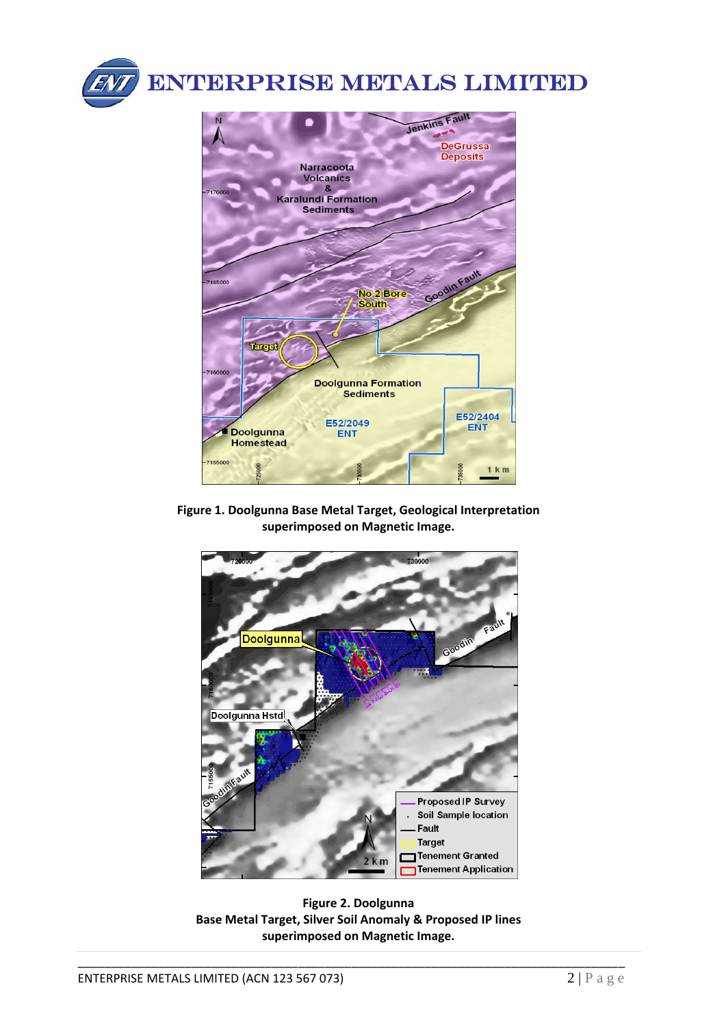**Figure 1. Doolgunna Base Metal Target, Geological Interpretation superimposed on Magnetic Image.**

**Figure 2. Doolgunna**
**Base Metal Target, Silver Soil Anomaly & Proposed IP lines superimposed on Magnetic Image.**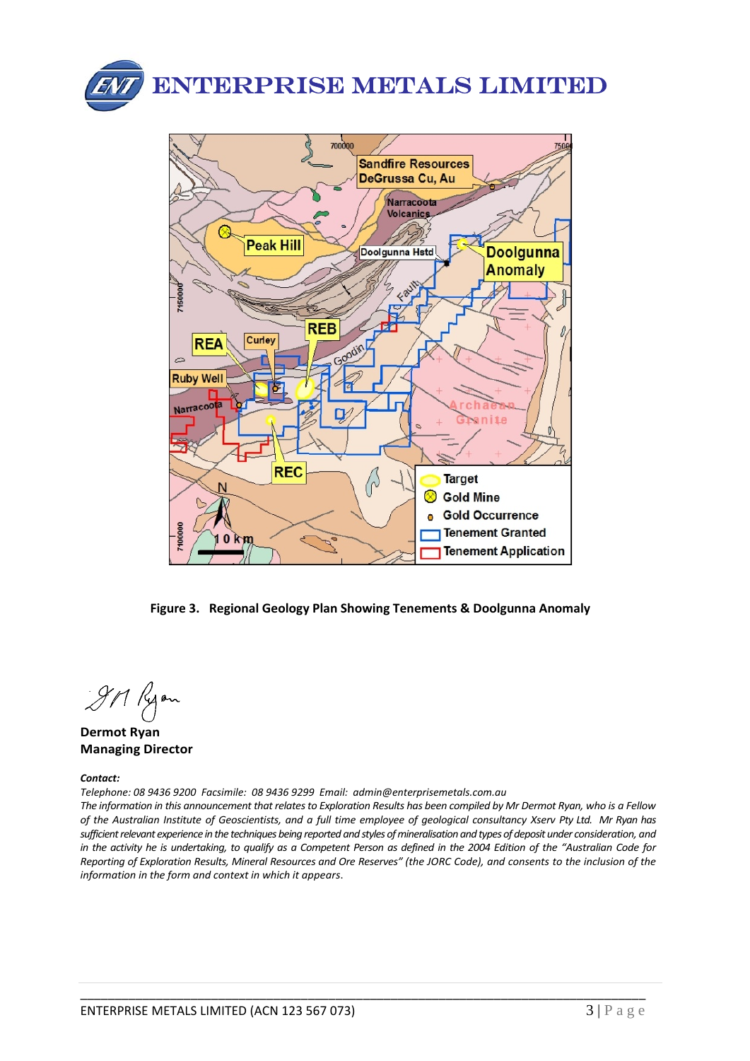# ENTERPRISE METALS LIMITED

Figure 3. Regional Geology Plan Showing Tenements & Doolgunna Anomaly

Dermot Ryan
Managing Director

***Contact:***

*Telephone: 08 9436 9200 Facsimile: 08 9436 9299 Email: admin@enterprisemetals.com.au*

*The information in this announcement that relates to Exploration Results has been compiled by Mr Dermot Ryan, who is a Fellow of the Australian Institute of Geoscientists, and a full time employee of geological consultancy Xserv Pty Ltd. Mr Ryan has sufficient relevant experience in the techniques being reported and styles of mineralisation and types of deposit under consideration, and in the activity he is undertaking, to qualify as a Competent Person as defined in the 2004 Edition of the "Australian Code for Reporting of Exploration Results, Mineral Resources and Ore Reserves" (the JORC Code), and consents to the inclusion of the information in the form and context in which it appears.*

ENTERPRISE METALS LIMITED (ACN 123 567 073)